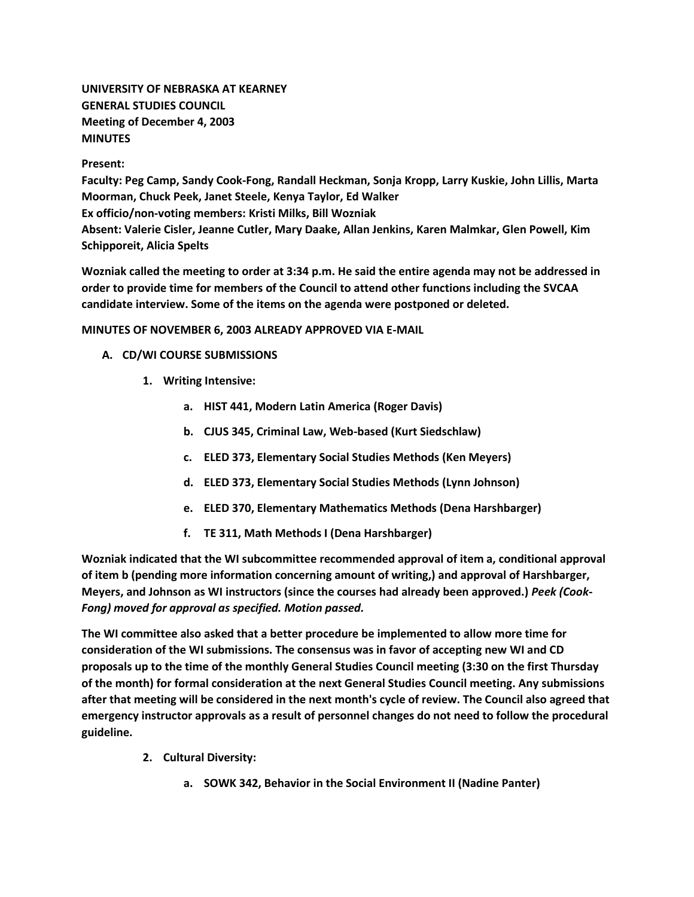**UNIVERSITY OF NEBRASKA AT KEARNEY**
**GENERAL STUDIES COUNCIL**
**Meeting of December 4, 2003**
**MINUTES**

**Present:**
**Faculty: Peg Camp, Sandy Cook-Fong, Randall Heckman, Sonja Kropp, Larry Kuskie, John Lillis, Marta Moorman, Chuck Peek, Janet Steele, Kenya Taylor, Ed Walker**
**Ex officio/non-voting members: Kristi Milks, Bill Wozniak**
**Absent: Valerie Cisler, Jeanne Cutler, Mary Daake, Allan Jenkins, Karen Malmkar, Glen Powell, Kim Schipporeit, Alicia Spelts**

**Wozniak called the meeting to order at 3:34 p.m. He said the entire agenda may not be addressed in order to provide time for members of the Council to attend other functions including the SVCAA candidate interview. Some of the items on the agenda were postponed or deleted.**

**MINUTES OF NOVEMBER 6, 2003 ALREADY APPROVED VIA E-MAIL**

**A. CD/WI COURSE SUBMISSIONS**

**1. Writing Intensive:**

**a. HIST 441, Modern Latin America (Roger Davis)**

**b. CJUS 345, Criminal Law, Web-based (Kurt Siedschlaw)**

**c. ELED 373, Elementary Social Studies Methods (Ken Meyers)**

**d. ELED 373, Elementary Social Studies Methods (Lynn Johnson)**

**e. ELED 370, Elementary Mathematics Methods (Dena Harshbarger)**

**f. TE 311, Math Methods I (Dena Harshbarger)**

**Wozniak indicated that the WI subcommittee recommended approval of item a, conditional approval of item b (pending more information concerning amount of writing,) and approval of Harshbarger, Meyers, and Johnson as WI instructors (since the courses had already been approved.)** ***Peek (Cook-Fong) moved for approval as specified. Motion passed.***

**The WI committee also asked that a better procedure be implemented to allow more time for consideration of the WI submissions. The consensus was in favor of accepting new WI and CD proposals up to the time of the monthly General Studies Council meeting (3:30 on the first Thursday of the month) for formal consideration at the next General Studies Council meeting. Any submissions after that meeting will be considered in the next month's cycle of review. The Council also agreed that emergency instructor approvals as a result of personnel changes do not need to follow the procedural guideline.**

**2. Cultural Diversity:**

**a. SOWK 342, Behavior in the Social Environment II (Nadine Panter)**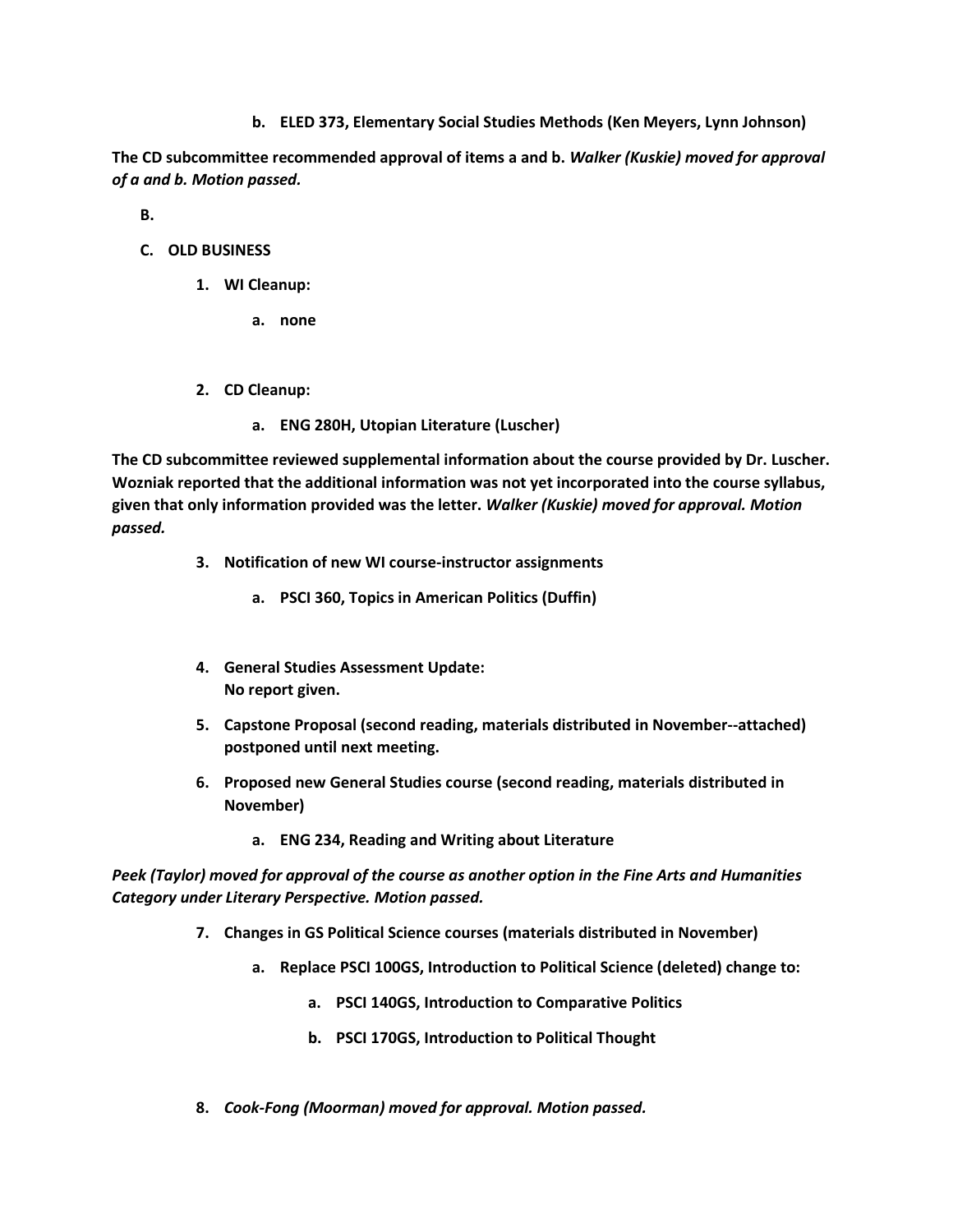b. **ELED 373, Elementary Social Studies Methods (Ken Meyers, Lynn Johnson)**

**The CD subcommittee recommended approval of items a and b.** ***Walker (Kuskie) moved for approval of a and b. Motion passed.***

**B.**

**C. OLD BUSINESS**

1. **WI Cleanup:**
   a. **none**

2. **CD Cleanup:**
   a. **ENG 280H, Utopian Literature (Luscher)**

**The CD subcommittee reviewed supplemental information about the course provided by Dr. Luscher. Wozniak reported that the additional information was not yet incorporated into the course syllabus, given that only information provided was the letter.** ***Walker (Kuskie) moved for approval. Motion passed.***

3. **Notification of new WI course-instructor assignments**
   a. **PSCI 360, Topics in American Politics (Duffin)**

4. **General Studies Assessment Update:**
   **No report given.**

5. **Capstone Proposal (second reading, materials distributed in November--attached) postponed until next meeting.**

6. **Proposed new General Studies course (second reading, materials distributed in November)**
   a. **ENG 234, Reading and Writing about Literature**

***Peek (Taylor) moved for approval of the course as another option in the Fine Arts and Humanities Category under Literary Perspective. Motion passed.***

7. **Changes in GS Political Science courses (materials distributed in November)**
   a. **Replace PSCI 100GS, Introduction to Political Science (deleted) change to:**
      a. **PSCI 140GS, Introduction to Comparative Politics**
      b. **PSCI 170GS, Introduction to Political Thought**

8. ***Cook-Fong (Moorman) moved for approval. Motion passed.***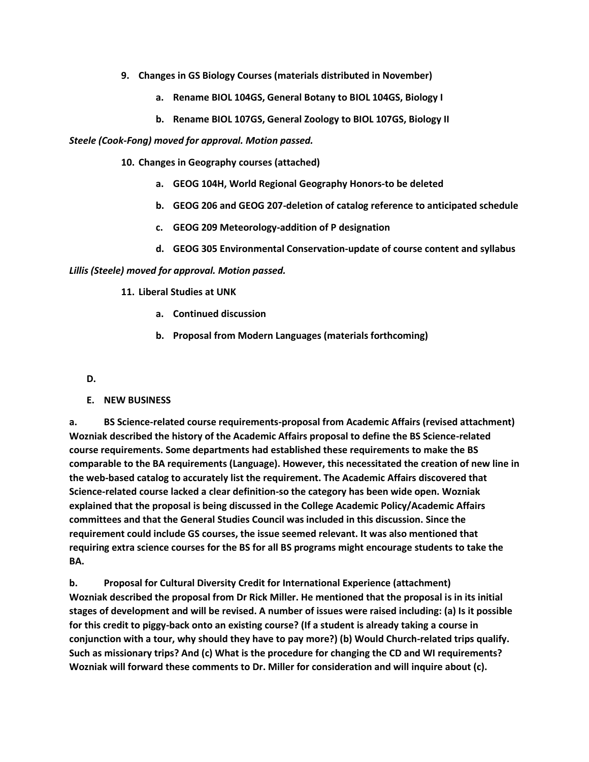9. **Changes in GS Biology Courses (materials distributed in November)**
    a. **Rename BIOL 104GS, General Botany to BIOL 104GS, Biology I**
    b. **Rename BIOL 107GS, General Zoology to BIOL 107GS, Biology II**

***Steele (Cook-Fong) moved for approval. Motion passed.***

10. **Changes in Geography courses (attached)**
    a. **GEOG 104H, World Regional Geography Honors-to be deleted**
    b. **GEOG 206 and GEOG 207-deletion of catalog reference to anticipated schedule**
    c. **GEOG 209 Meteorology-addition of P designation**
    d. **GEOG 305 Environmental Conservation-update of course content and syllabus**

***Lillis (Steele) moved for approval. Motion passed.***

11. **Liberal Studies at UNK**
    a. **Continued discussion**
    b. **Proposal from Modern Languages (materials forthcoming)**

**D.**

**E. NEW BUSINESS**

**a. BS Science-related course requirements-proposal from Academic Affairs (revised attachment)** **Wozniak described the history of the Academic Affairs proposal to define the BS Science-related course requirements. Some departments had established these requirements to make the BS comparable to the BA requirements (Language). However, this necessitated the creation of new line in the web-based catalog to accurately list the requirement. The Academic Affairs discovered that Science-related course lacked a clear definition-so the category has been wide open. Wozniak explained that the proposal is being discussed in the College Academic Policy/Academic Affairs committees and that the General Studies Council was included in this discussion. Since the requirement could include GS courses, the issue seemed relevant. It was also mentioned that requiring extra science courses for the BS for all BS programs might encourage students to take the BA.**

**b. Proposal for Cultural Diversity Credit for International Experience (attachment)** **Wozniak described the proposal from Dr Rick Miller. He mentioned that the proposal is in its initial stages of development and will be revised. A number of issues were raised including: (a) Is it possible for this credit to piggy-back onto an existing course? (If a student is already taking a course in conjunction with a tour, why should they have to pay more?) (b) Would Church-related trips qualify. Such as missionary trips? And (c) What is the procedure for changing the CD and WI requirements? Wozniak will forward these comments to Dr. Miller for consideration and will inquire about (c).**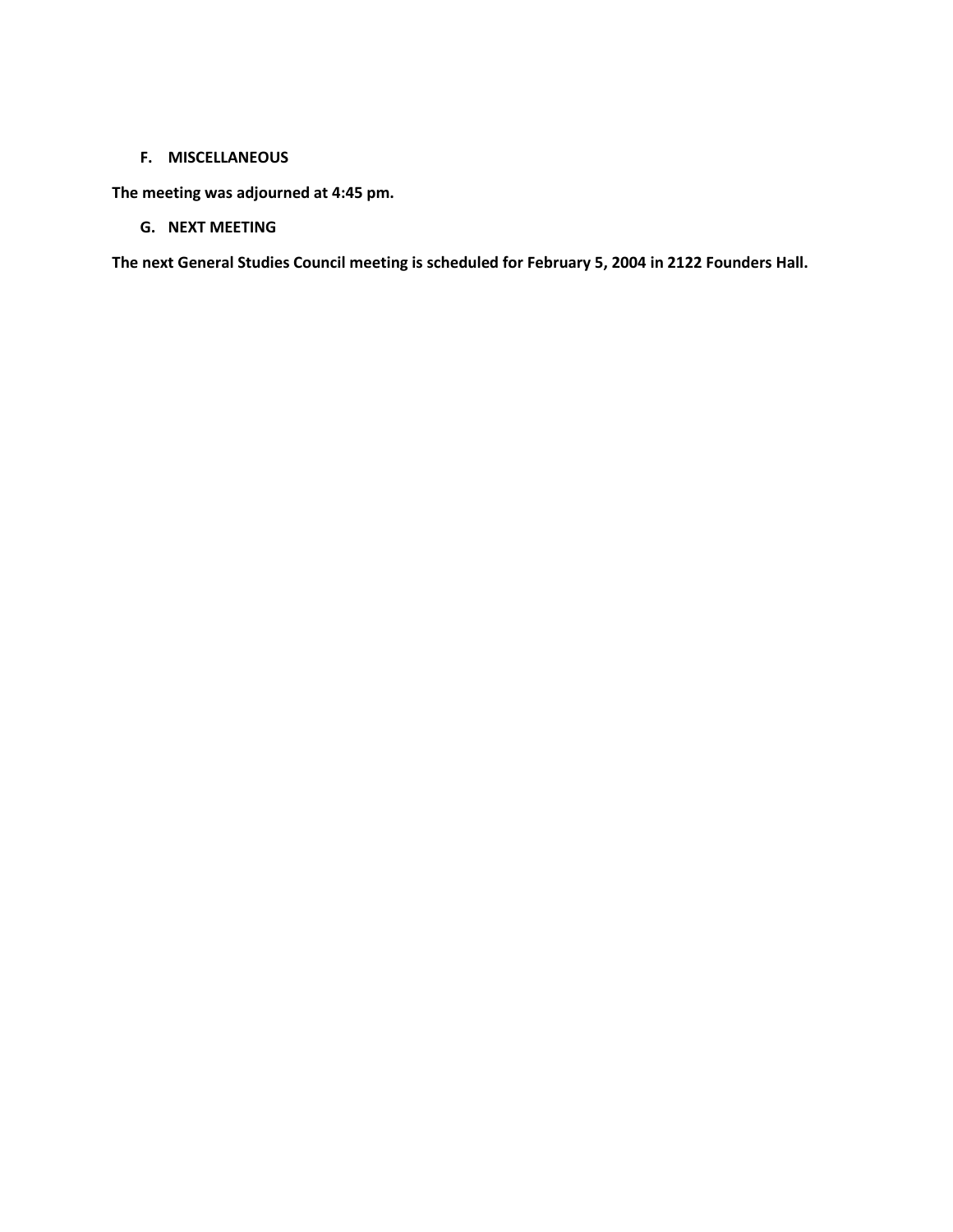### F. MISCELLANEOUS

**The meeting was adjourned at 4:45 pm.**

### G. NEXT MEETING

**The next General Studies Council meeting is scheduled for February 5, 2004 in 2122 Founders Hall.**